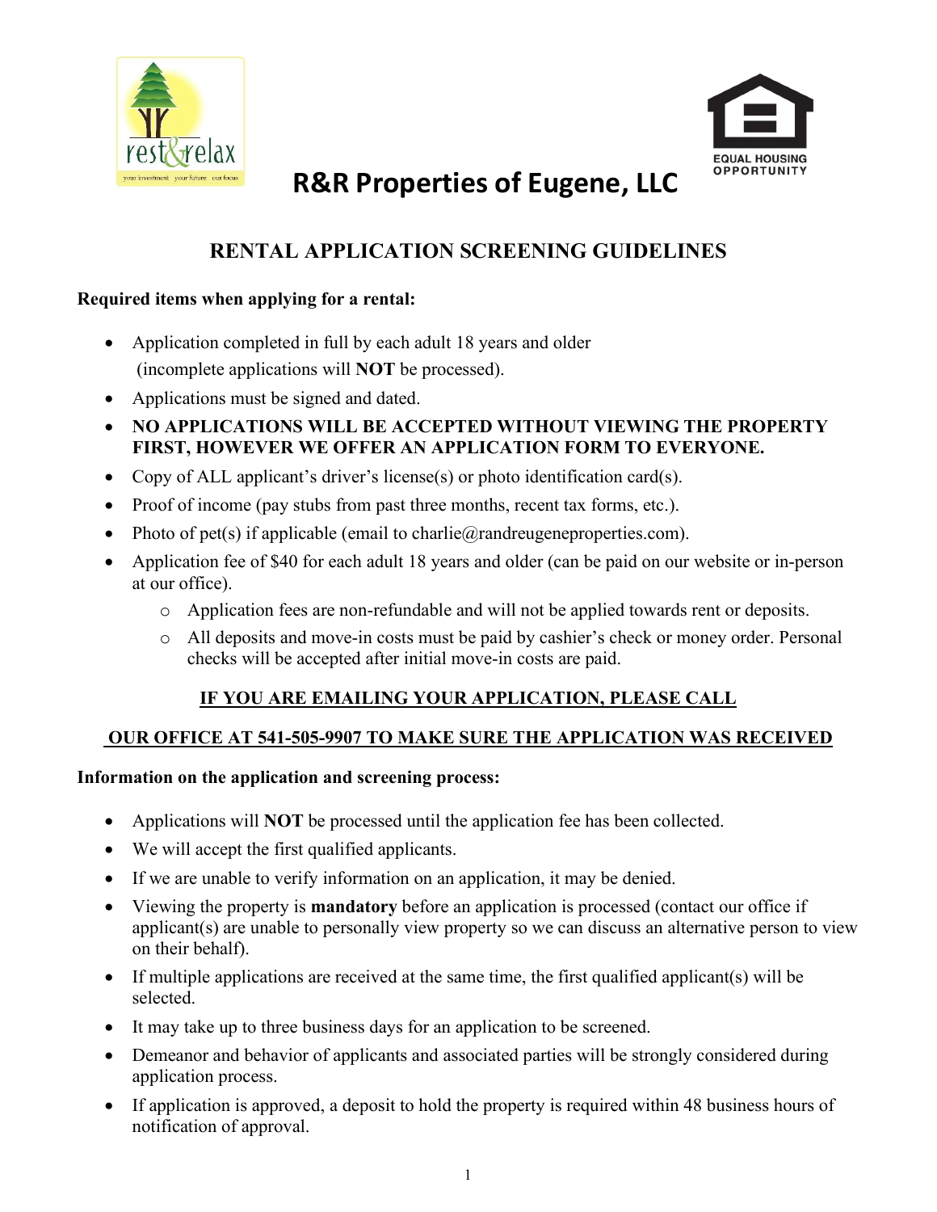# R&R Properties of Eugene, LLC

## RENTAL APPLICATION SCREENING GUIDELINES

**Required items when applying for a rental:**

- Application completed in full by each adult 18 years and older (incomplete applications will **NOT** be processed).
- Applications must be signed and dated.
- **NO APPLICATIONS WILL BE ACCEPTED WITHOUT VIEWING THE PROPERTY FIRST, HOWEVER WE OFFER AN APPLICATION FORM TO EVERYONE.**
- Copy of ALL applicant's driver's license(s) or photo identification card(s).
- Proof of income (pay stubs from past three months, recent tax forms, etc.).
- Photo of pet(s) if applicable (email to charlie@randreugeneproperties.com).
- Application fee of $40 for each adult 18 years and older (can be paid on our website or in-person at our office).
  - Application fees are non-refundable and will not be applied towards rent or deposits.
  - All deposits and move-in costs must be paid by cashier's check or money order. Personal checks will be accepted after initial move-in costs are paid.

**<u>IF YOU ARE EMAILING YOUR APPLICATION, PLEASE CALL OUR OFFICE AT 541-505-9907 TO MAKE SURE THE APPLICATION WAS RECEIVED</u>**

**Information on the application and screening process:**

- Applications will **NOT** be processed until the application fee has been collected.
- We will accept the first qualified applicants.
- If we are unable to verify information on an application, it may be denied.
- Viewing the property is **mandatory** before an application is processed (contact our office if applicant(s) are unable to personally view property so we can discuss an alternative person to view on their behalf).
- If multiple applications are received at the same time, the first qualified applicant(s) will be selected.
- It may take up to three business days for an application to be screened.
- Demeanor and behavior of applicants and associated parties will be strongly considered during application process.
- If application is approved, a deposit to hold the property is required within 48 business hours of notification of approval.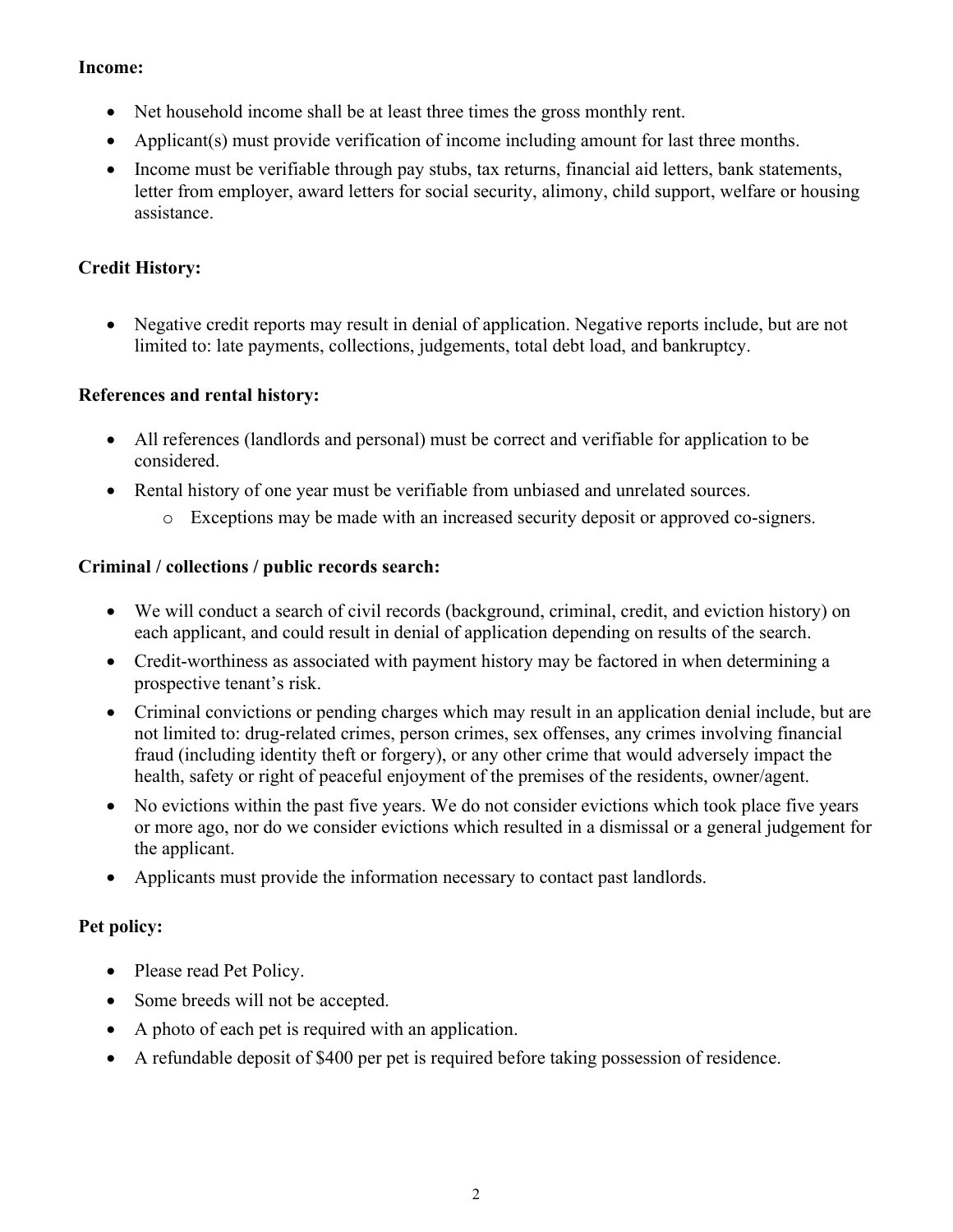**Income:**

- Net household income shall be at least three times the gross monthly rent.
- Applicant(s) must provide verification of income including amount for last three months.
- Income must be verifiable through pay stubs, tax returns, financial aid letters, bank statements, letter from employer, award letters for social security, alimony, child support, welfare or housing assistance.

**Credit History:**

- Negative credit reports may result in denial of application. Negative reports include, but are not limited to: late payments, collections, judgements, total debt load, and bankruptcy.

**References and rental history:**

- All references (landlords and personal) must be correct and verifiable for application to be considered.
- Rental history of one year must be verifiable from unbiased and unrelated sources.
  - Exceptions may be made with an increased security deposit or approved co-signers.

**Criminal / collections / public records search:**

- We will conduct a search of civil records (background, criminal, credit, and eviction history) on each applicant, and could result in denial of application depending on results of the search.
- Credit-worthiness as associated with payment history may be factored in when determining a prospective tenant's risk.
- Criminal convictions or pending charges which may result in an application denial include, but are not limited to: drug-related crimes, person crimes, sex offenses, any crimes involving financial fraud (including identity theft or forgery), or any other crime that would adversely impact the health, safety or right of peaceful enjoyment of the premises of the residents, owner/agent.
- No evictions within the past five years. We do not consider evictions which took place five years or more ago, nor do we consider evictions which resulted in a dismissal or a general judgement for the applicant.
- Applicants must provide the information necessary to contact past landlords.

**Pet policy:**

- Please read Pet Policy.
- Some breeds will not be accepted.
- A photo of each pet is required with an application.
- A refundable deposit of $400 per pet is required before taking possession of residence.